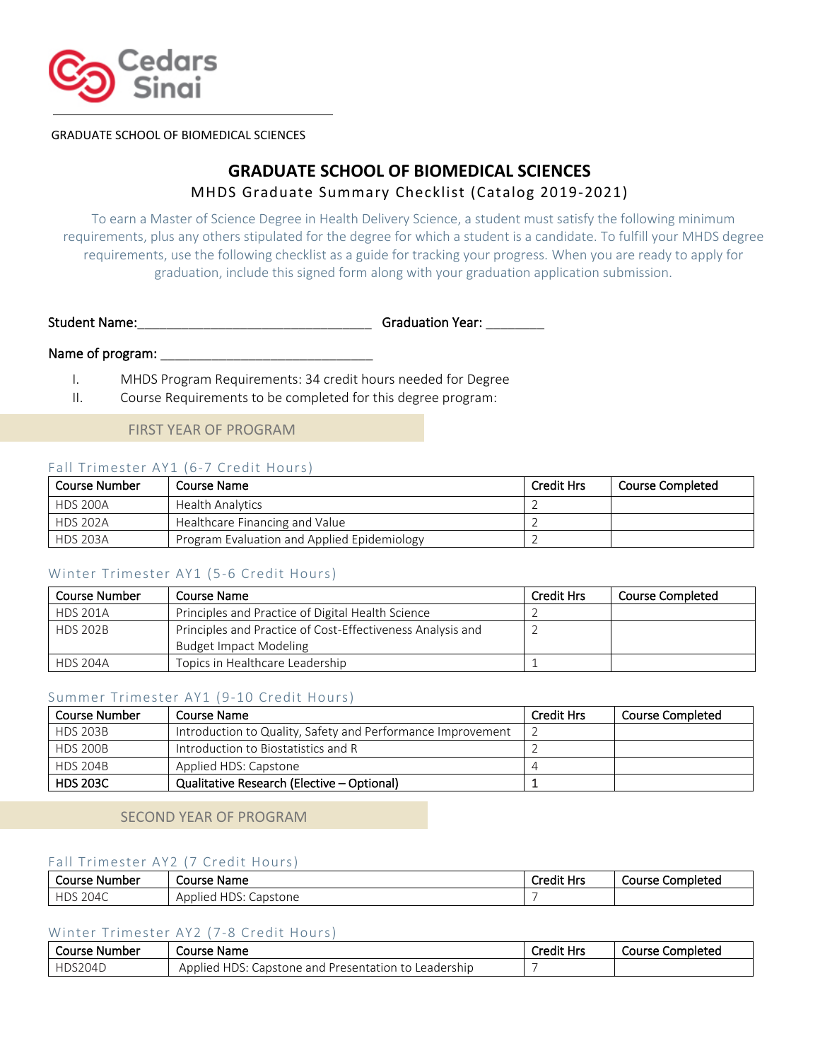Cedars Sinai

GRADUATE SCHOOL OF BIOMEDICAL SCIENCES

# GRADUATE SCHOOL OF BIOMEDICAL SCIENCES

## MHDS Graduate Summary Checklist (Catalog 2019-2021)

To earn a Master of Science Degree in Health Delivery Science, a student must satisfy the following minimum requirements, plus any others stipulated for the degree for which a student is a candidate. To fulfill your MHDS degree requirements, use the following checklist as a guide for tracking your progress. When you are ready to apply for graduation, include this signed form along with your graduation application submission.

Student Name:_______________________________ Graduation Year: ________

Name of program: ____________________________

I. MHDS Program Requirements: 34 credit hours needed for Degree

II. Course Requirements to be completed for this degree program:

## FIRST YEAR OF PROGRAM

### Fall Trimester AY1 (6-7 Credit Hours)

| Course Number | Course Name | Credit Hrs | Course Completed |
|---|---|---|---|
| HDS 200A | Health Analytics | 2 | |
| HDS 202A | Healthcare Financing and Value | 2 | |
| HDS 203A | Program Evaluation and Applied Epidemiology | 2 | |

### Winter Trimester AY1 (5-6 Credit Hours)

| Course Number | Course Name | Credit Hrs | Course Completed |
|---|---|---|---|
| HDS 201A | Principles and Practice of Digital Health Science | 2 | |
| HDS 202B | Principles and Practice of Cost-Effectiveness Analysis and Budget Impact Modeling | 2 | |
| HDS 204A | Topics in Healthcare Leadership | 1 | |

### Summer Trimester AY1 (9-10 Credit Hours)

| Course Number | Course Name | Credit Hrs | Course Completed |
|---|---|---|---|
| HDS 203B | Introduction to Quality, Safety and Performance Improvement | 2 | |
| HDS 200B | Introduction to Biostatistics and R | 2 | |
| HDS 204B | Applied HDS: Capstone | 4 | |
| **HDS 203C** | **Qualitative Research (Elective – Optional)** | 1 | |

## SECOND YEAR OF PROGRAM

### Fall Trimester AY2 (7 Credit Hours)

| Course Number | Course Name | Credit Hrs | Course Completed |
|---|---|---|---|
| HDS 204C | Applied HDS: Capstone | 7 | |

### Winter Trimester AY2 (7-8 Credit Hours)

| Course Number | Course Name | Credit Hrs | Course Completed |
|---|---|---|---|
| HDS204D | Applied HDS: Capstone and Presentation to Leadership | 7 | |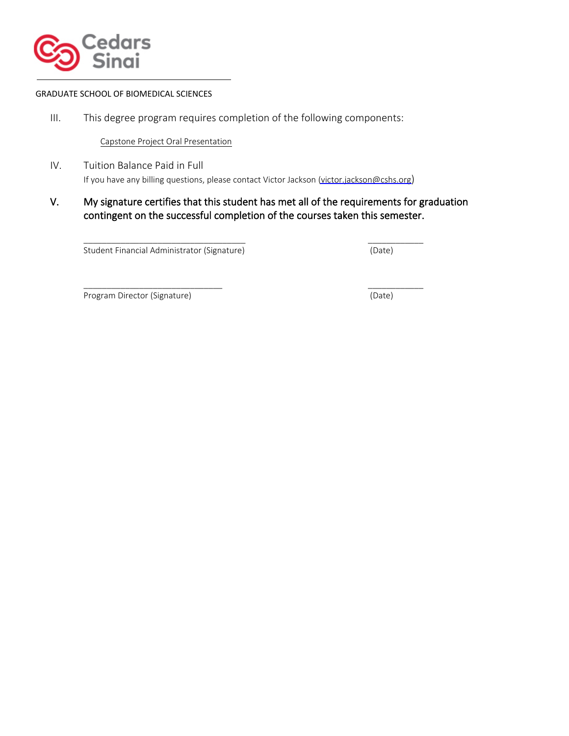Cedars Sinai

GRADUATE SCHOOL OF BIOMEDICAL SCIENCES

III. This degree program requires completion of the following components:

Capstone Project Oral Presentation

IV. Tuition Balance Paid in Full

If you have any billing questions, please contact Victor Jackson (victor.jackson@cshs.org)

**V. My signature certifies that this student has met all of the requirements for graduation contingent on the successful completion of the courses taken this semester.**

_________________________________ ___________

Student Financial Administrator (Signature) (Date)

_____________________________ ___________

Program Director (Signature) (Date)